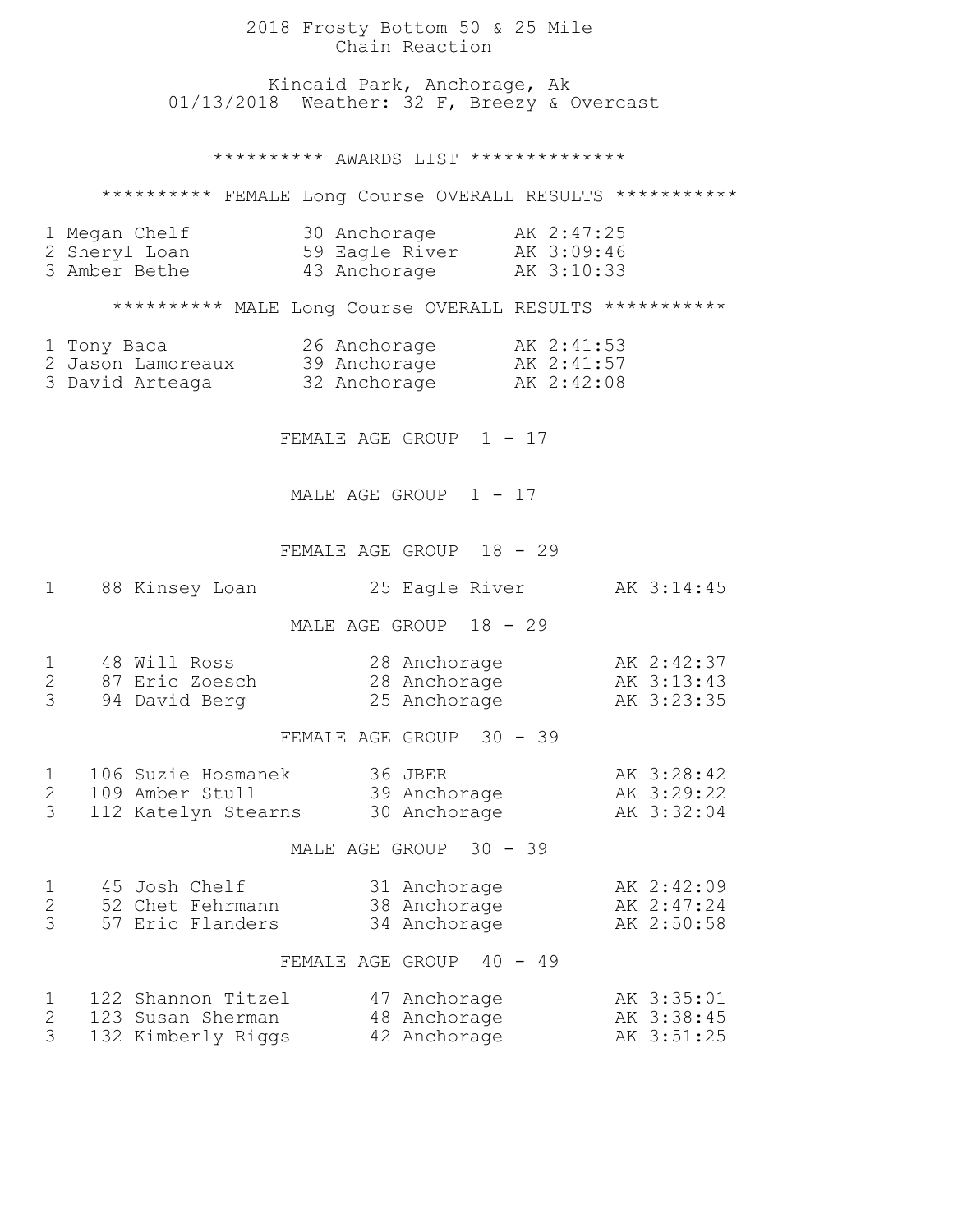# 2018 Frosty Bottom 50 & 25 Mile

Chain Reaction

Kincaid Park, Anchorage, Ak
01/13/2018 Weather: 32 F, Breezy & Overcast

## ********** AWARDS LIST **************

### ********** FEMALE Long Course OVERALL RESULTS ***********

| Place | Name | Age | City | State | Time |
|---|---|---|---|---|---|
| 1 | Megan Chelf | 30 | Anchorage | AK | 2:47:25 |
| 2 | Sheryl Loan | 59 | Eagle River | AK | 3:09:46 |
| 3 | Amber Bethe | 43 | Anchorage | AK | 3:10:33 |

### ********** MALE Long Course OVERALL RESULTS ***********

| Place | Name | Age | City | State | Time |
|---|---|---|---|---|---|
| 1 | Tony Baca | 26 | Anchorage | AK | 2:41:53 |
| 2 | Jason Lamoreaux | 39 | Anchorage | AK | 2:41:57 |
| 3 | David Arteaga | 32 | Anchorage | AK | 2:42:08 |

### FEMALE AGE GROUP 1 - 17

### MALE AGE GROUP 1 - 17

### FEMALE AGE GROUP 18 - 29

| Place | Overall | Name | Age | City | State | Time |
|---|---|---|---|---|---|---|
| 1 | 88 | Kinsey Loan | 25 | Eagle River | AK | 3:14:45 |

### MALE AGE GROUP 18 - 29

| Place | Overall | Name | Age | City | State | Time |
|---|---|---|---|---|---|---|
| 1 | 48 | Will Ross | 28 | Anchorage | AK | 2:42:37 |
| 2 | 87 | Eric Zoesch | 28 | Anchorage | AK | 3:13:43 |
| 3 | 94 | David Berg | 25 | Anchorage | AK | 3:23:35 |

### FEMALE AGE GROUP 30 - 39

| Place | Overall | Name | Age | City | State | Time |
|---|---|---|---|---|---|---|
| 1 | 106 | Suzie Hosmanek | 36 | JBER | AK | 3:28:42 |
| 2 | 109 | Amber Stull | 39 | Anchorage | AK | 3:29:22 |
| 3 | 112 | Katelyn Stearns | 30 | Anchorage | AK | 3:32:04 |

### MALE AGE GROUP 30 - 39

| Place | Overall | Name | Age | City | State | Time |
|---|---|---|---|---|---|---|
| 1 | 45 | Josh Chelf | 31 | Anchorage | AK | 2:42:09 |
| 2 | 52 | Chet Fehrmann | 38 | Anchorage | AK | 2:47:24 |
| 3 | 57 | Eric Flanders | 34 | Anchorage | AK | 2:50:58 |

### FEMALE AGE GROUP 40 - 49

| Place | Overall | Name | Age | City | State | Time |
|---|---|---|---|---|---|---|
| 1 | 122 | Shannon Titzel | 47 | Anchorage | AK | 3:35:01 |
| 2 | 123 | Susan Sherman | 48 | Anchorage | AK | 3:38:45 |
| 3 | 132 | Kimberly Riggs | 42 | Anchorage | AK | 3:51:25 |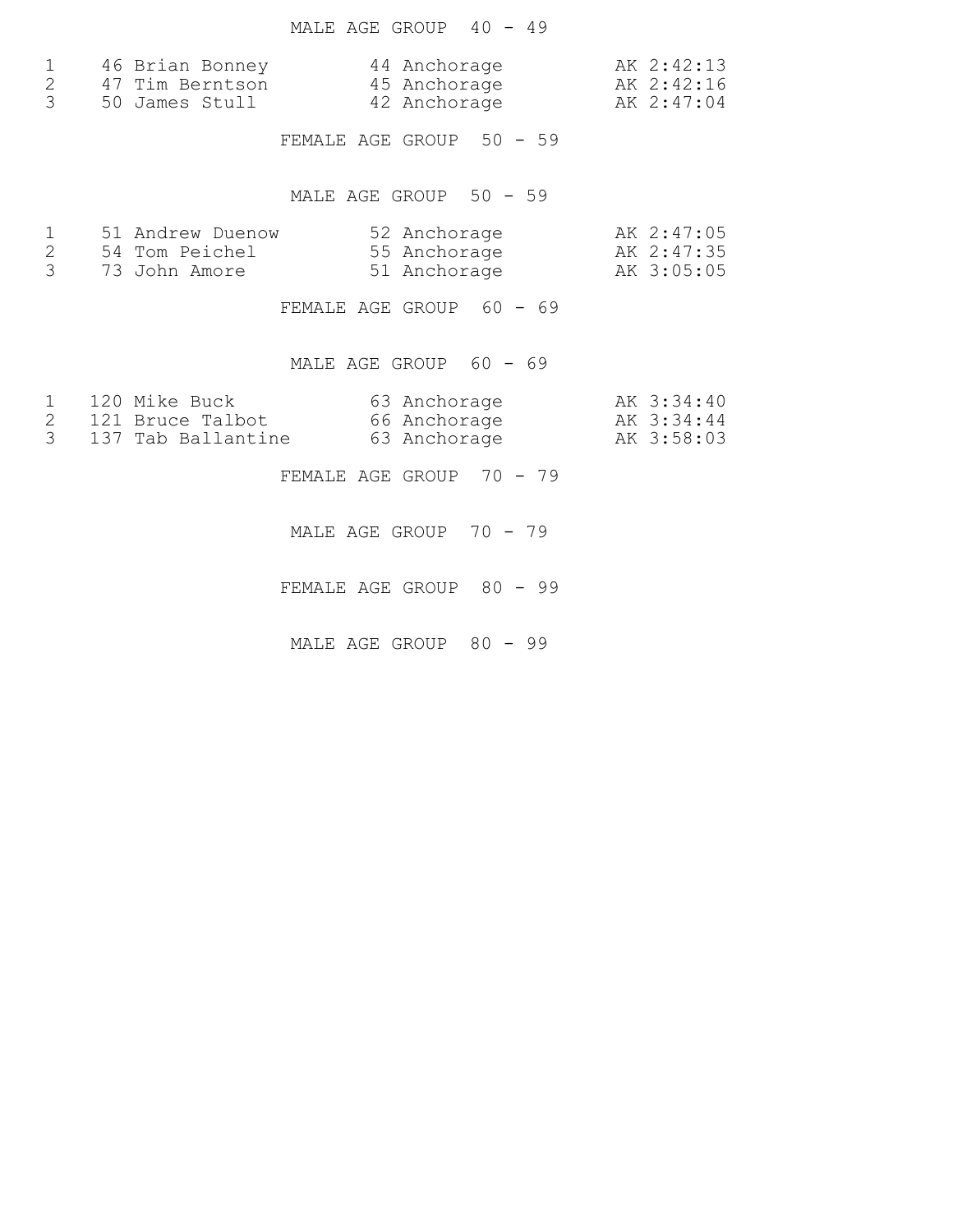MALE AGE GROUP 40 - 49

| | | | | | |
|---|---|---|---|---|---|
| 1 | 46 | Brian Bonney | 44 | Anchorage | AK 2:42:13 |
| 2 | 47 | Tim Berntson | 45 | Anchorage | AK 2:42:16 |
| 3 | 50 | James Stull | 42 | Anchorage | AK 2:47:04 |

FEMALE AGE GROUP 50 - 59

MALE AGE GROUP 50 - 59

| | | | | | |
|---|---|---|---|---|---|
| 1 | 51 | Andrew Duenow | 52 | Anchorage | AK 2:47:05 |
| 2 | 54 | Tom Peichel | 55 | Anchorage | AK 2:47:35 |
| 3 | 73 | John Amore | 51 | Anchorage | AK 3:05:05 |

FEMALE AGE GROUP 60 - 69

MALE AGE GROUP 60 - 69

| | | | | | |
|---|---|---|---|---|---|
| 1 | 120 | Mike Buck | 63 | Anchorage | AK 3:34:40 |
| 2 | 121 | Bruce Talbot | 66 | Anchorage | AK 3:34:44 |
| 3 | 137 | Tab Ballantine | 63 | Anchorage | AK 3:58:03 |

FEMALE AGE GROUP 70 - 79

MALE AGE GROUP 70 - 79

FEMALE AGE GROUP 80 - 99

MALE AGE GROUP 80 - 99